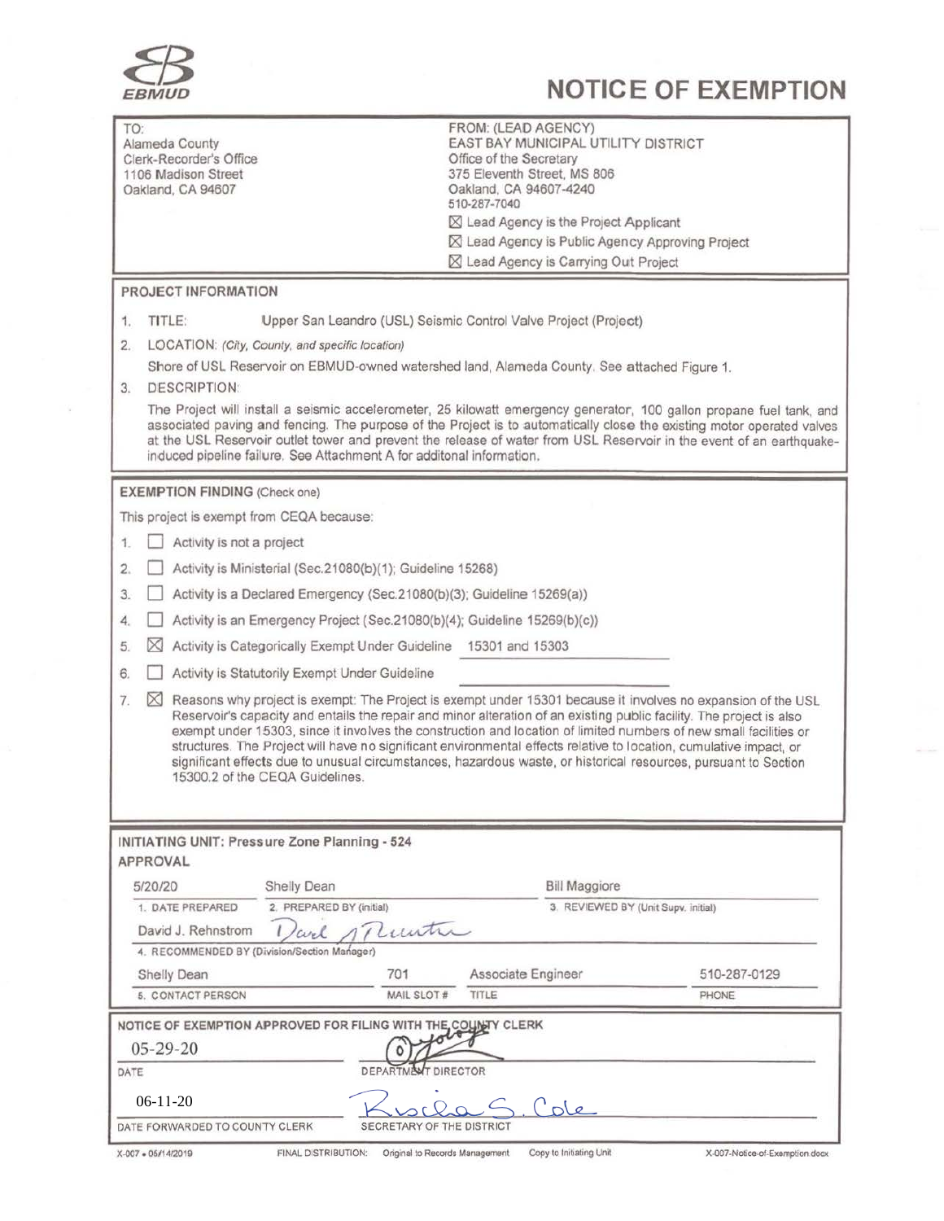EBMUD

# NOTICE OF EXEMPTION

| TO: | FROM: (LEAD AGENCY) |
|---|---|
| Alameda County<br>Clerk-Recorder's Office<br>1106 Madison Street<br>Oakland, CA 94607 | EAST BAY MUNICIPAL UTILITY DISTRICT<br>Office of the Secretary<br>375 Eleventh Street, MS 806<br>Oakland, CA 94607-4240<br>510-287-7040<br>☒ Lead Agency is the Project Applicant<br>☒ Lead Agency is Public Agency Approving Project<br>☒ Lead Agency is Carrying Out Project |

## PROJECT INFORMATION

1. TITLE: Upper San Leandro (USL) Seismic Control Valve Project (Project)
2. LOCATION: *(City, County, and specific location)*
   Shore of USL Reservoir on EBMUD-owned watershed land, Alameda County. See attached Figure 1.
3. DESCRIPTION:
   The Project will install a seismic accelerometer, 25 kilowatt emergency generator, 100 gallon propane fuel tank, and associated paving and fencing. The purpose of the Project is to automatically close the existing motor operated valves at the USL Reservoir outlet tower and prevent the release of water from USL Reservoir in the event of an earthquake-induced pipeline failure. See Attachment A for additonal information.

## EXEMPTION FINDING (Check one)

This project is exempt from CEQA because:

1. ☐ Activity is not a project
2. ☐ Activity is Ministerial (Sec.21080(b)(1); Guideline 15268)
3. ☐ Activity is a Declared Emergency (Sec.21080(b)(3); Guideline 15269(a))
4. ☐ Activity is an Emergency Project (Sec.21080(b)(4); Guideline 15269(b)(c))
5. ☒ Activity is Categorically Exempt Under Guideline 15301 and 15303
6. ☐ Activity is Statutorily Exempt Under Guideline
7. ☒ Reasons why project is exempt: The Project is exempt under 15301 because it involves no expansion of the USL Reservoir's capacity and entails the repair and minor alteration of an existing public facility. The project is also exempt under 15303, since it involves the construction and location of limited numbers of new small facilities or structures. The Project will have no significant environmental effects relative to location, cumulative impact, or significant effects due to unusual circumstances, hazardous waste, or historical resources, pursuant to Section 15300.2 of the CEQA Guidelines.

**INITIATING UNIT: Pressure Zone Planning - 524**

**APPROVAL**

| 5/20/20 | Shelly Dean | Bill Maggiore |
|---|---|---|
| 1. DATE PREPARED | 2. PREPARED BY (initial) | 3. REVIEWED BY (Unit Supv. initial) |

David J. Rehnstrom *(signature)*
4. RECOMMENDED BY (Division/Section Manager)

| Shelly Dean | 701 | Associate Engineer | 510-287-0129 |
|---|---|---|---|
| 5. CONTACT PERSON | MAIL SLOT # | TITLE | PHONE |

**NOTICE OF EXEMPTION APPROVED FOR FILING WITH THE COUNTY CLERK**

| 05-29-20 | *(signature)* |
|---|---|
| DATE | DEPARTMENT DIRECTOR |
| 06-11-20 | Rischa S. Cole |
| DATE FORWARDED TO COUNTY CLERK | SECRETARY OF THE DISTRICT |

X-007 • 05/14/2019 FINAL DISTRIBUTION: Original to Records Management Copy to Initiating Unit X-007-Notice-of-Exemption.docx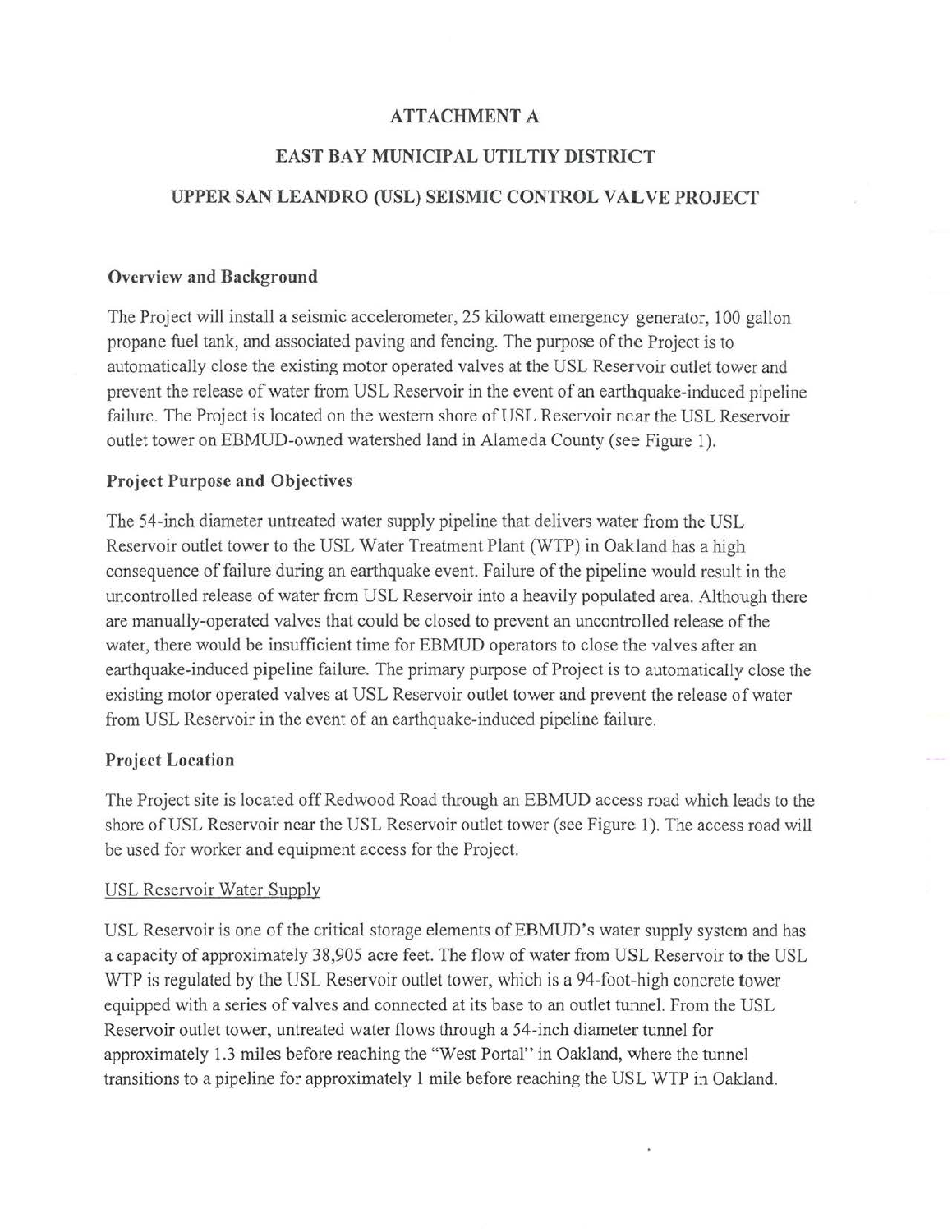# ATTACHMENT A

# EAST BAY MUNICIPAL UTILTIY DISTRICT

# UPPER SAN LEANDRO (USL) SEISMIC CONTROL VALVE PROJECT

## Overview and Background

The Project will install a seismic accelerometer, 25 kilowatt emergency generator, 100 gallon propane fuel tank, and associated paving and fencing. The purpose of the Project is to automatically close the existing motor operated valves at the USL Reservoir outlet tower and prevent the release of water from USL Reservoir in the event of an earthquake-induced pipeline failure. The Project is located on the western shore of USL Reservoir near the USL Reservoir outlet tower on EBMUD-owned watershed land in Alameda County (see Figure 1).

## Project Purpose and Objectives

The 54-inch diameter untreated water supply pipeline that delivers water from the USL Reservoir outlet tower to the USL Water Treatment Plant (WTP) in Oakland has a high consequence of failure during an earthquake event. Failure of the pipeline would result in the uncontrolled release of water from USL Reservoir into a heavily populated area. Although there are manually-operated valves that could be closed to prevent an uncontrolled release of the water, there would be insufficient time for EBMUD operators to close the valves after an earthquake-induced pipeline failure. The primary purpose of Project is to automatically close the existing motor operated valves at USL Reservoir outlet tower and prevent the release of water from USL Reservoir in the event of an earthquake-induced pipeline failure.

## Project Location

The Project site is located off Redwood Road through an EBMUD access road which leads to the shore of USL Reservoir near the USL Reservoir outlet tower (see Figure 1). The access road will be used for worker and equipment access for the Project.

### USL Reservoir Water Supply

USL Reservoir is one of the critical storage elements of EBMUD's water supply system and has a capacity of approximately 38,905 acre feet. The flow of water from USL Reservoir to the USL WTP is regulated by the USL Reservoir outlet tower, which is a 94-foot-high concrete tower equipped with a series of valves and connected at its base to an outlet tunnel. From the USL Reservoir outlet tower, untreated water flows through a 54-inch diameter tunnel for approximately 1.3 miles before reaching the "West Portal" in Oakland, where the tunnel transitions to a pipeline for approximately 1 mile before reaching the USL WTP in Oakland.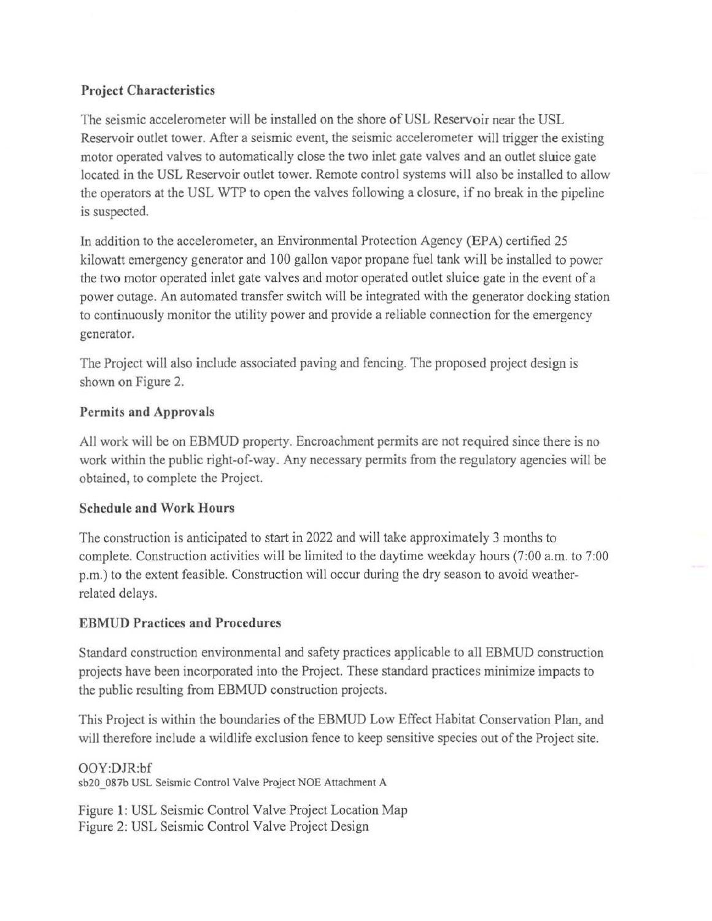### Project Characteristics

The seismic accelerometer will be installed on the shore of USL Reservoir near the USL Reservoir outlet tower. After a seismic event, the seismic accelerometer will trigger the existing motor operated valves to automatically close the two inlet gate valves and an outlet sluice gate located in the USL Reservoir outlet tower. Remote control systems will also be installed to allow the operators at the USL WTP to open the valves following a closure, if no break in the pipeline is suspected.

In addition to the accelerometer, an Environmental Protection Agency (EPA) certified 25 kilowatt emergency generator and 100 gallon vapor propane fuel tank will be installed to power the two motor operated inlet gate valves and motor operated outlet sluice gate in the event of a power outage. An automated transfer switch will be integrated with the generator docking station to continuously monitor the utility power and provide a reliable connection for the emergency generator.

The Project will also include associated paving and fencing. The proposed project design is shown on Figure 2.

### Permits and Approvals

All work will be on EBMUD property. Encroachment permits are not required since there is no work within the public right-of-way. Any necessary permits from the regulatory agencies will be obtained, to complete the Project.

### Schedule and Work Hours

The construction is anticipated to start in 2022 and will take approximately 3 months to complete. Construction activities will be limited to the daytime weekday hours (7:00 a.m. to 7:00 p.m.) to the extent feasible. Construction will occur during the dry season to avoid weather-related delays.

### EBMUD Practices and Procedures

Standard construction environmental and safety practices applicable to all EBMUD construction projects have been incorporated into the Project. These standard practices minimize impacts to the public resulting from EBMUD construction projects.

This Project is within the boundaries of the EBMUD Low Effect Habitat Conservation Plan, and will therefore include a wildlife exclusion fence to keep sensitive species out of the Project site.

OOY:DJR:bf
sb20_087b USL Seismic Control Valve Project NOE Attachment A

Figure 1: USL Seismic Control Valve Project Location Map
Figure 2: USL Seismic Control Valve Project Design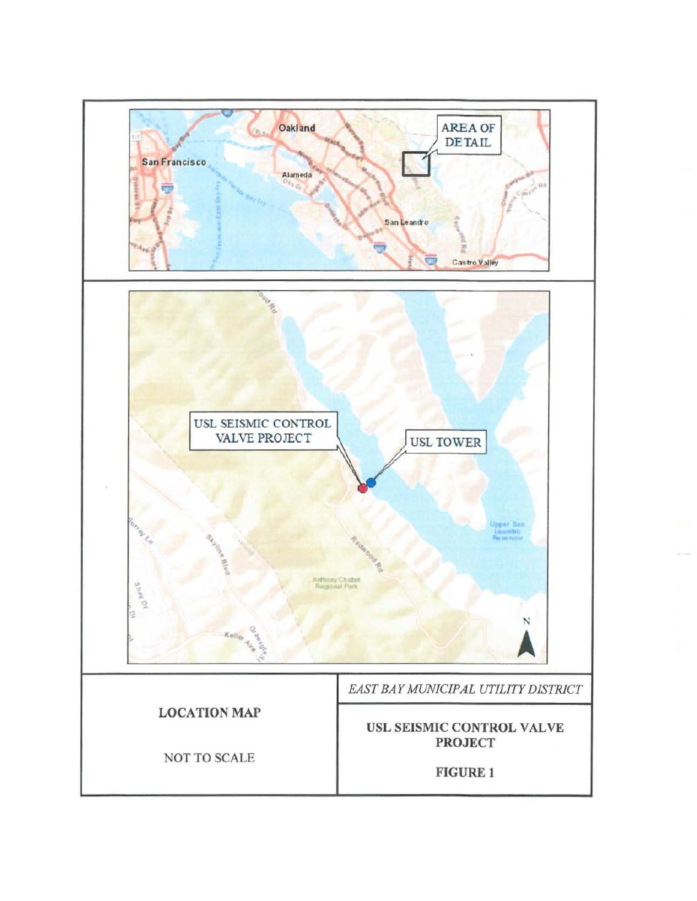LOCATION MAP

NOT TO SCALE

*EAST BAY MUNICIPAL UTILITY DISTRICT*

**USL SEISMIC CONTROL VALVE PROJECT**

**FIGURE 1**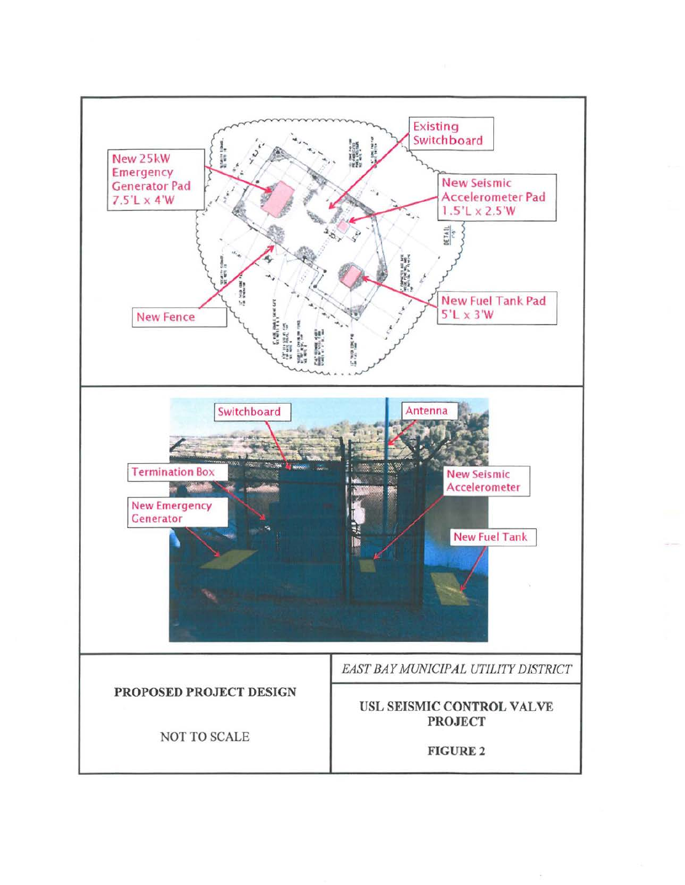New 25kW Emergency Generator Pad 7.5'L x 4'W

Existing Switchboard

New Seismic Accelerometer Pad 1.5'L x 2.5'W

New Fence

New Fuel Tank Pad 5'L x 3'W

Switchboard

Antenna

Termination Box

New Seismic Accelerometer

New Emergency Generator

New Fuel Tank

| | |
|---|---|
| **PROPOSED PROJECT DESIGN**<br><br>NOT TO SCALE | *EAST BAY MUNICIPAL UTILITY DISTRICT* |
| | **USL SEISMIC CONTROL VALVE PROJECT**<br><br>**FIGURE 2** |